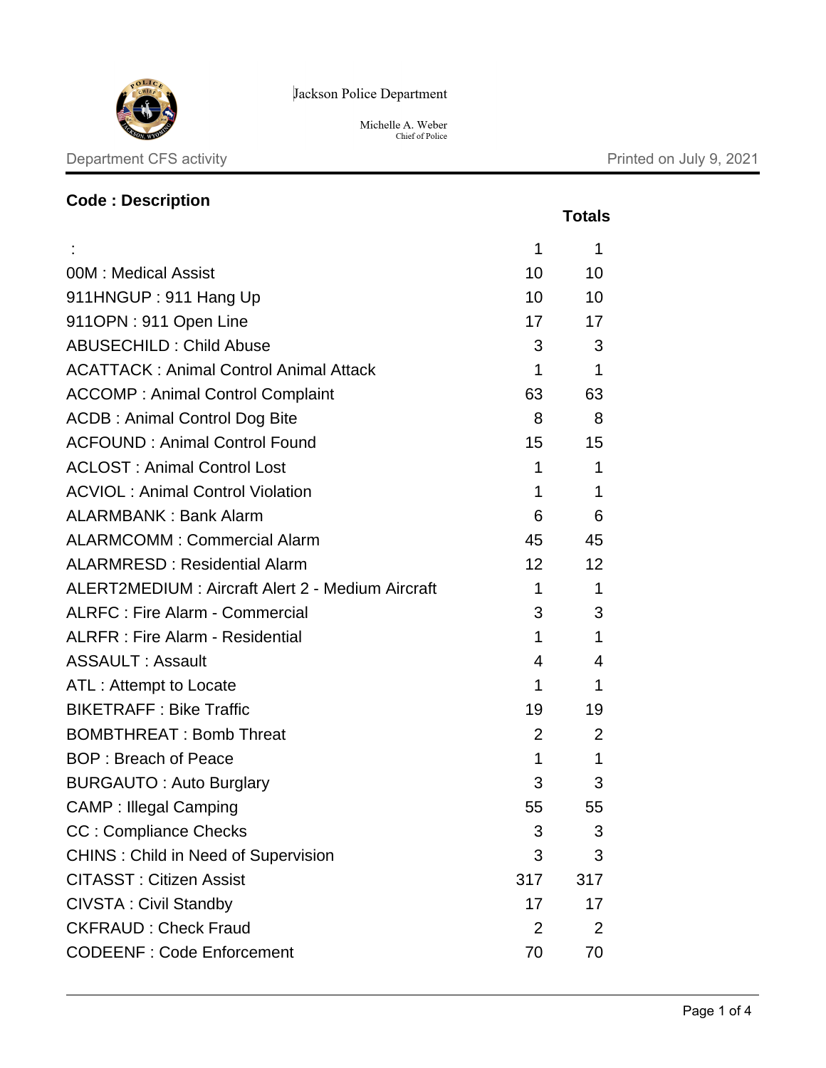Jackson Police Department

Michelle A. Weber
Chief of Police

Department CFS activity

Printed on July 9, 2021

| Code : Description | | Totals |
|---|---|---|
| : | 1 | 1 |
| 00M : Medical Assist | 10 | 10 |
| 911HNGUP : 911 Hang Up | 10 | 10 |
| 911OPN : 911 Open Line | 17 | 17 |
| ABUSECHILD : Child Abuse | 3 | 3 |
| ACATTACK : Animal Control Animal Attack | 1 | 1 |
| ACCOMP : Animal Control Complaint | 63 | 63 |
| ACDB : Animal Control Dog Bite | 8 | 8 |
| ACFOUND : Animal Control Found | 15 | 15 |
| ACLOST : Animal Control Lost | 1 | 1 |
| ACVIOL : Animal Control Violation | 1 | 1 |
| ALARMBANK : Bank Alarm | 6 | 6 |
| ALARMCOMM : Commercial Alarm | 45 | 45 |
| ALARMRESD : Residential Alarm | 12 | 12 |
| ALERT2MEDIUM : Aircraft Alert 2 - Medium Aircraft | 1 | 1 |
| ALRFC : Fire Alarm - Commercial | 3 | 3 |
| ALRFR : Fire Alarm - Residential | 1 | 1 |
| ASSAULT : Assault | 4 | 4 |
| ATL : Attempt to Locate | 1 | 1 |
| BIKETRAFF : Bike Traffic | 19 | 19 |
| BOMBTHREAT : Bomb Threat | 2 | 2 |
| BOP : Breach of Peace | 1 | 1 |
| BURGAUTO : Auto Burglary | 3 | 3 |
| CAMP : Illegal Camping | 55 | 55 |
| CC : Compliance Checks | 3 | 3 |
| CHINS : Child in Need of Supervision | 3 | 3 |
| CITASST : Citizen Assist | 317 | 317 |
| CIVSTA : Civil Standby | 17 | 17 |
| CKFRAUD : Check Fraud | 2 | 2 |
| CODEENF : Code Enforcement | 70 | 70 |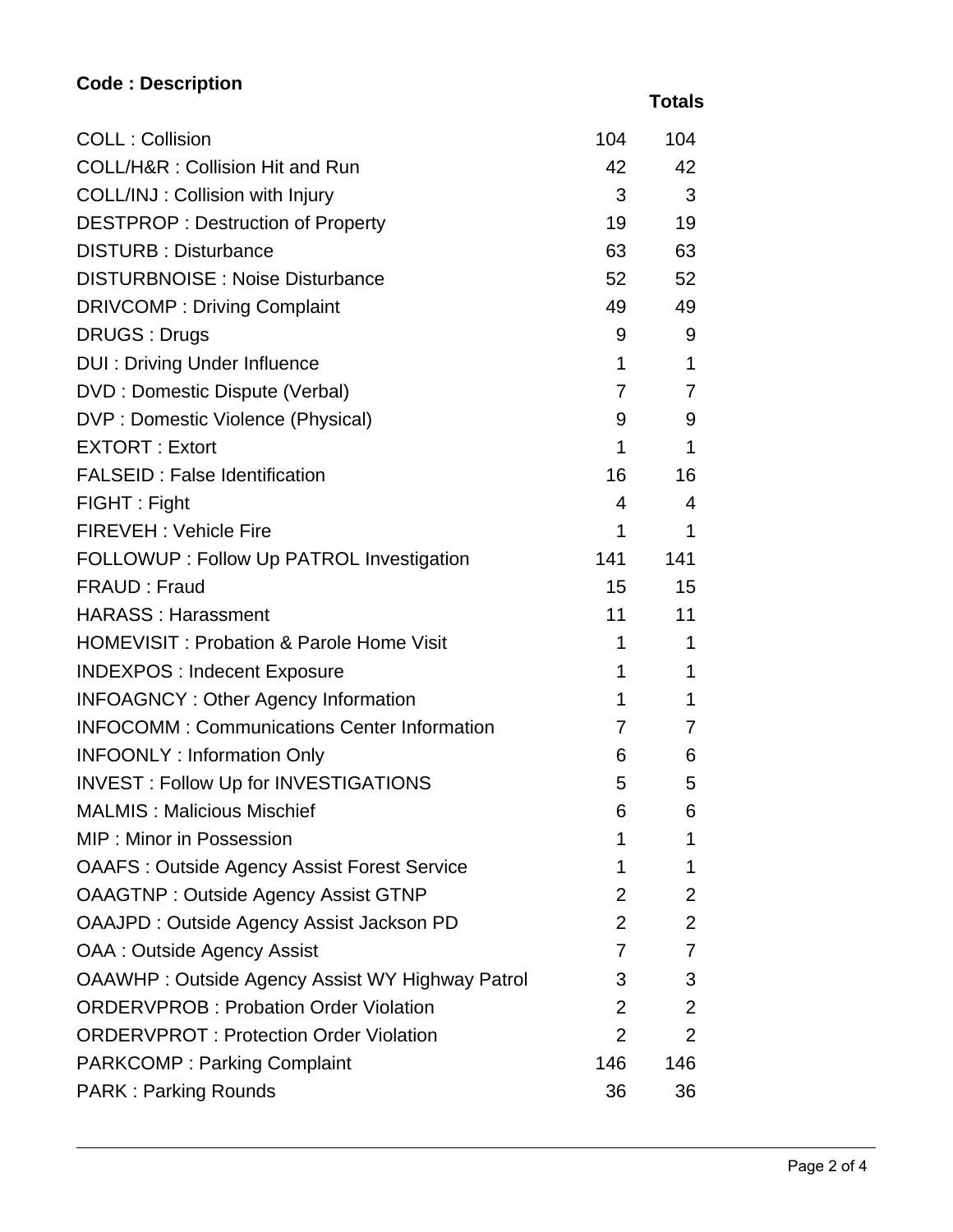| Code : Description | | Totals |
|---|---|---|
| COLL : Collision | 104 | 104 |
| COLL/H&R : Collision Hit and Run | 42 | 42 |
| COLL/INJ : Collision with Injury | 3 | 3 |
| DESTPROP : Destruction of Property | 19 | 19 |
| DISTURB : Disturbance | 63 | 63 |
| DISTURBNOISE : Noise Disturbance | 52 | 52 |
| DRIVCOMP : Driving Complaint | 49 | 49 |
| DRUGS : Drugs | 9 | 9 |
| DUI : Driving Under Influence | 1 | 1 |
| DVD : Domestic Dispute (Verbal) | 7 | 7 |
| DVP : Domestic Violence (Physical) | 9 | 9 |
| EXTORT : Extort | 1 | 1 |
| FALSEID : False Identification | 16 | 16 |
| FIGHT : Fight | 4 | 4 |
| FIREVEH : Vehicle Fire | 1 | 1 |
| FOLLOWUP : Follow Up PATROL Investigation | 141 | 141 |
| FRAUD : Fraud | 15 | 15 |
| HARASS : Harassment | 11 | 11 |
| HOMEVISIT : Probation & Parole Home Visit | 1 | 1 |
| INDEXPOS : Indecent Exposure | 1 | 1 |
| INFOAGNCY : Other Agency Information | 1 | 1 |
| INFOCOMM : Communications Center Information | 7 | 7 |
| INFOONLY : Information Only | 6 | 6 |
| INVEST : Follow Up for INVESTIGATIONS | 5 | 5 |
| MALMIS : Malicious Mischief | 6 | 6 |
| MIP : Minor in Possession | 1 | 1 |
| OAAFS : Outside Agency Assist Forest Service | 1 | 1 |
| OAAGTNP : Outside Agency Assist GTNP | 2 | 2 |
| OAAJPD : Outside Agency Assist Jackson PD | 2 | 2 |
| OAA : Outside Agency Assist | 7 | 7 |
| OAAWHP : Outside Agency Assist WY Highway Patrol | 3 | 3 |
| ORDERVPROB : Probation Order Violation | 2 | 2 |
| ORDERVPROT : Protection Order Violation | 2 | 2 |
| PARKCOMP : Parking Complaint | 146 | 146 |
| PARK : Parking Rounds | 36 | 36 |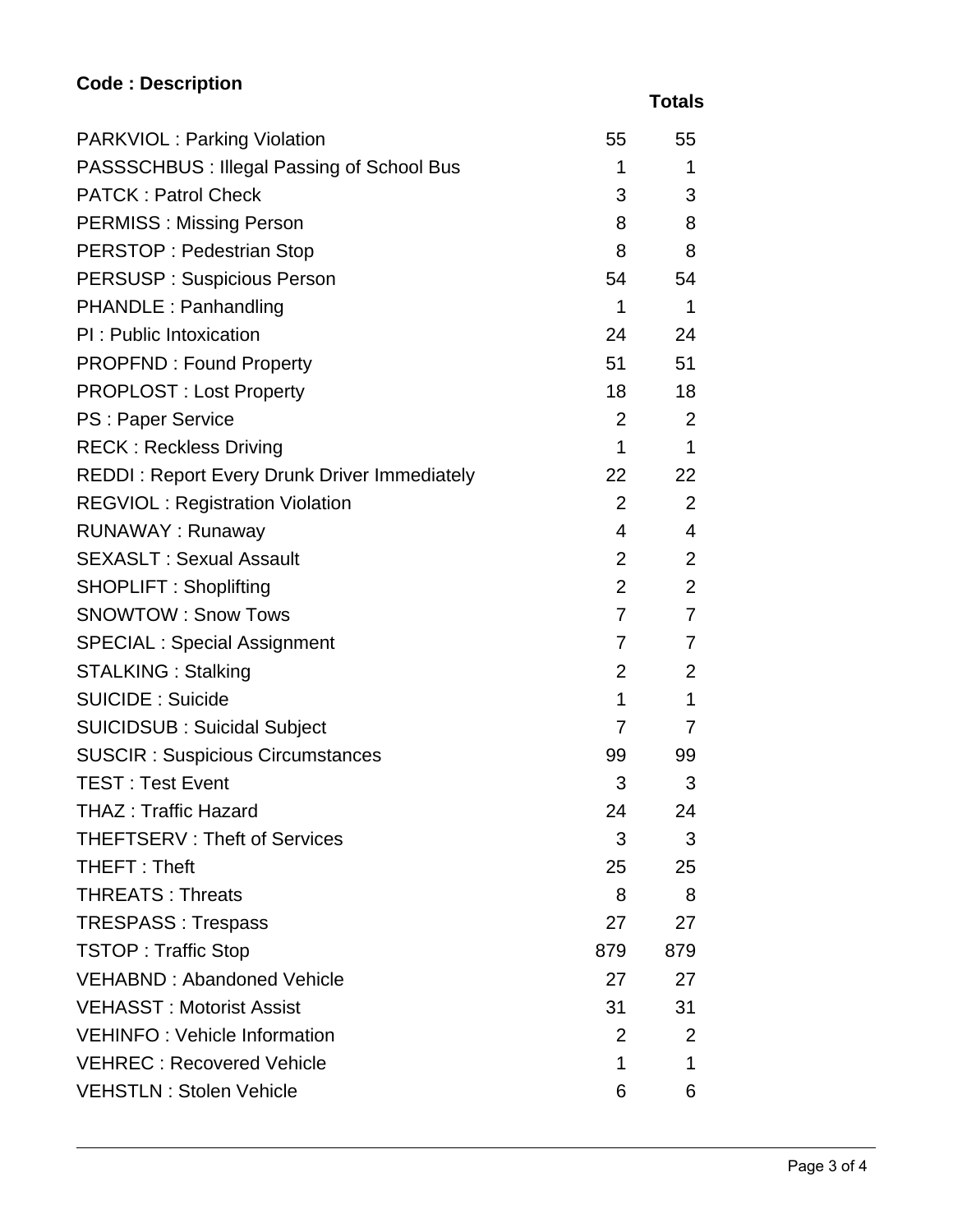| Code : Description | | Totals |
|---|---|---|
| PARKVIOL : Parking Violation | 55 | 55 |
| PASSSCHBUS : Illegal Passing of School Bus | 1 | 1 |
| PATCK : Patrol Check | 3 | 3 |
| PERMISS : Missing Person | 8 | 8 |
| PERSTOP : Pedestrian Stop | 8 | 8 |
| PERSUSP : Suspicious Person | 54 | 54 |
| PHANDLE : Panhandling | 1 | 1 |
| PI : Public Intoxication | 24 | 24 |
| PROPFND : Found Property | 51 | 51 |
| PROPLOST : Lost Property | 18 | 18 |
| PS : Paper Service | 2 | 2 |
| RECK : Reckless Driving | 1 | 1 |
| REDDI : Report Every Drunk Driver Immediately | 22 | 22 |
| REGVIOL : Registration Violation | 2 | 2 |
| RUNAWAY : Runaway | 4 | 4 |
| SEXASLT : Sexual Assault | 2 | 2 |
| SHOPLIFT : Shoplifting | 2 | 2 |
| SNOWTOW : Snow Tows | 7 | 7 |
| SPECIAL : Special Assignment | 7 | 7 |
| STALKING : Stalking | 2 | 2 |
| SUICIDE : Suicide | 1 | 1 |
| SUICIDSUB : Suicidal Subject | 7 | 7 |
| SUSCIR : Suspicious Circumstances | 99 | 99 |
| TEST : Test Event | 3 | 3 |
| THAZ : Traffic Hazard | 24 | 24 |
| THEFTSERV : Theft of Services | 3 | 3 |
| THEFT : Theft | 25 | 25 |
| THREATS : Threats | 8 | 8 |
| TRESPASS : Trespass | 27 | 27 |
| TSTOP : Traffic Stop | 879 | 879 |
| VEHABND : Abandoned Vehicle | 27 | 27 |
| VEHASST : Motorist Assist | 31 | 31 |
| VEHINFO : Vehicle Information | 2 | 2 |
| VEHREC : Recovered Vehicle | 1 | 1 |
| VEHSTLN : Stolen Vehicle | 6 | 6 |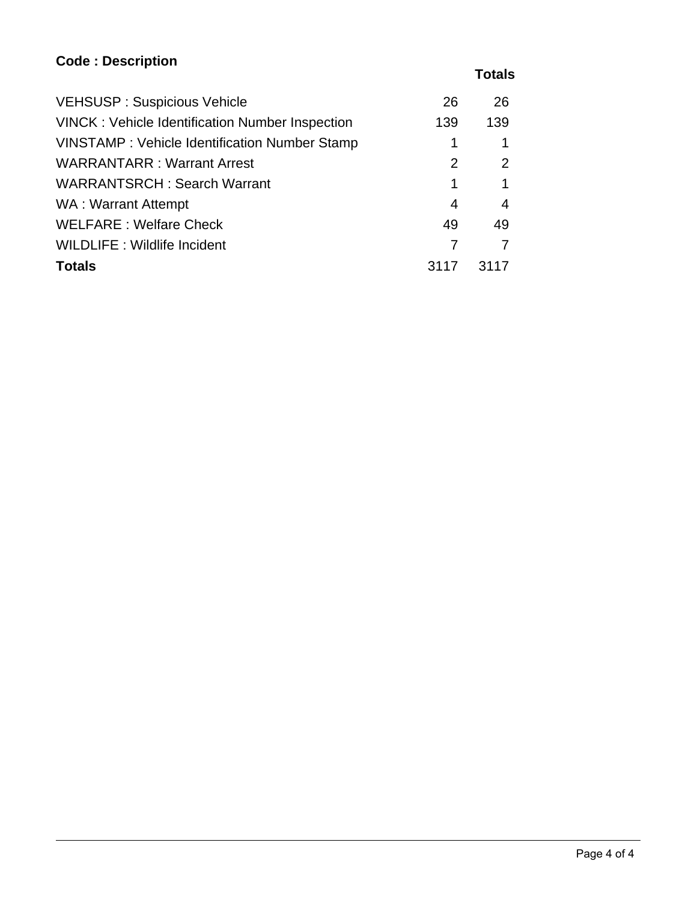| Code : Description | | Totals |
|---|---|---|
| VEHSUSP : Suspicious Vehicle | 26 | 26 |
| VINCK : Vehicle Identification Number Inspection | 139 | 139 |
| VINSTAMP : Vehicle Identification Number Stamp | 1 | 1 |
| WARRANTARR : Warrant Arrest | 2 | 2 |
| WARRANTSRCH : Search Warrant | 1 | 1 |
| WA : Warrant Attempt | 4 | 4 |
| WELFARE : Welfare Check | 49 | 49 |
| WILDLIFE : Wildlife Incident | 7 | 7 |
| **Totals** | 3117 | 3117 |